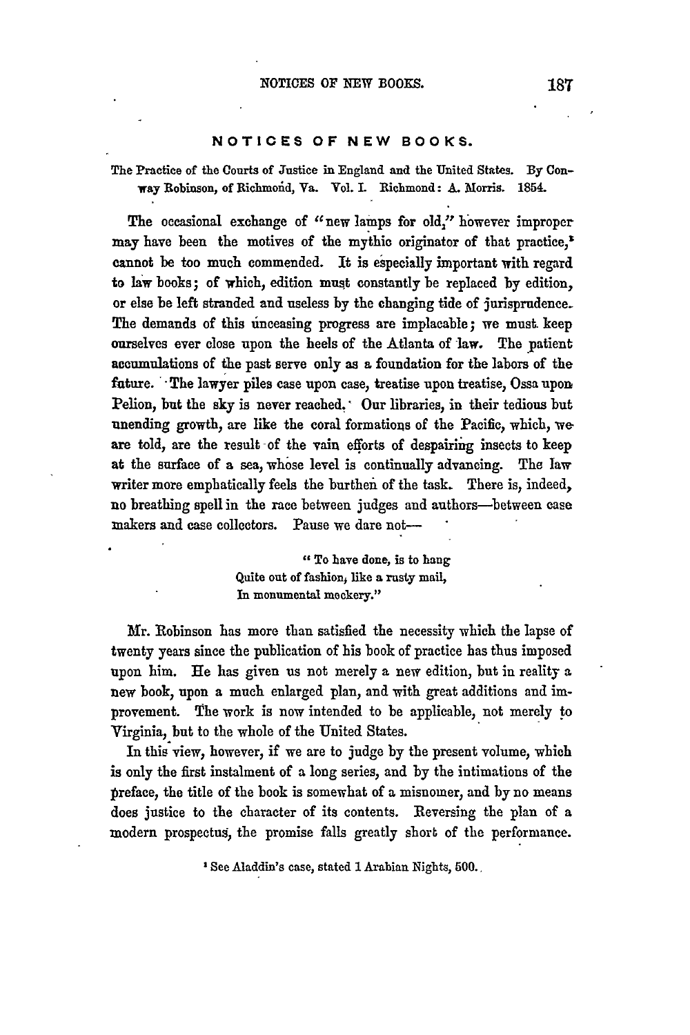## NOTICES OF NEW BOOKS.

The Practice of the Courts of Justice in England and the United States. By Conway Robinson, of Richmond, Va. Vol. I. Richmond: A. Morris. 1854.

The occasional exchange of "new lamps for old," however improper may have been the motives of the mythic originator of that practice,[1] cannot be too much commended. It is especially important with regard to law books; of which, edition must constantly be replaced by edition, or else be left stranded and useless by the changing tide of jurisprudence. The demands of this unceasing progress are implacable; we must keep ourselves ever close upon the heels of the Atlanta of law. The patient accumulations of the past serve only as a foundation for the labors of the future. The lawyer piles case upon case, treatise upon treatise, Ossa upon Pelion, but the sky is never reached. Our libraries, in their tedious but unending growth, are like the coral formations of the Pacific, which, we are told, are the result of the vain efforts of despairing insects to keep at the surface of a sea, whose level is continually advancing. The law writer more emphatically feels the burthen of the task. There is, indeed, no breathing spell in the race between judges and authors—between case makers and case collectors. Pause we dare not—

> " To have done, is to hang
> Quite out of fashion, like a rusty mail,
> In monumental mockery."

Mr. Robinson has more than satisfied the necessity which the lapse of twenty years since the publication of his book of practice has thus imposed upon him. He has given us not merely a new edition, but in reality a new book, upon a much enlarged plan, and with great additions and improvement. The work is now intended to be applicable, not merely to Virginia, but to the whole of the United States.

In this view, however, if we are to judge by the present volume, which is only the first instalment of a long series, and by the intimations of the preface, the title of the book is somewhat of a misnomer, and by no means does justice to the character of its contents. Reversing the plan of a modern prospectus, the promise falls greatly short of the performance.

[1] See Aladdin's case, stated 1 Arabian Nights, 500.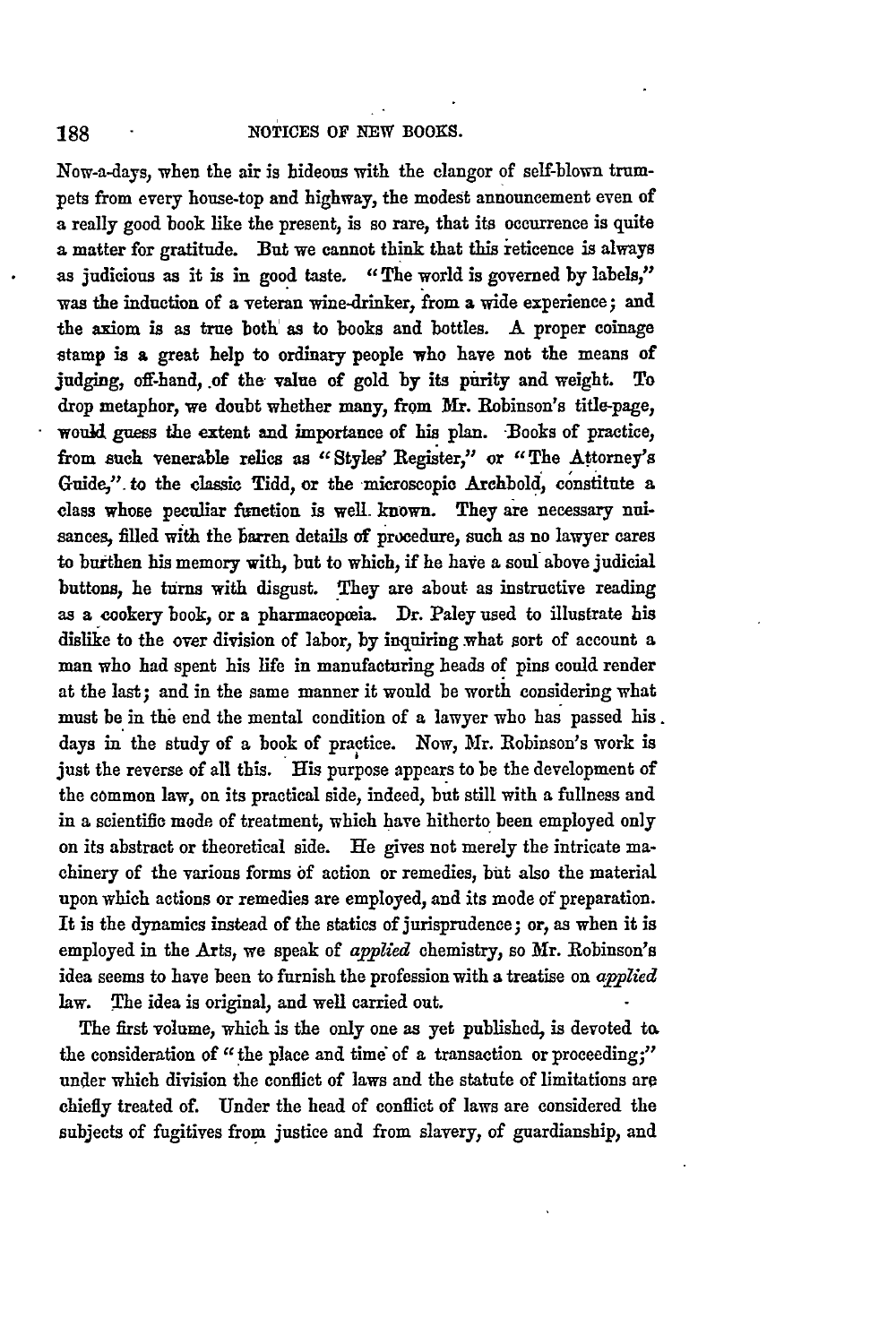Now-a-days, when the air is hideous with the clangor of self-blown trumpets from every house-top and highway, the modest announcement even of a really good book like the present, is so rare, that its occurrence is quite a matter for gratitude. But we cannot think that this reticence is always as judicious as it is in good taste. "The world is governed by labels," was the induction of a veteran wine-drinker, from a wide experience; and the axiom is as true both as to books and bottles. A proper coinage stamp is a great help to ordinary people who have not the means of judging, off-hand, of the value of gold by its purity and weight. To drop metaphor, we doubt whether many, from Mr. Robinson's title-page, would guess the extent and importance of his plan. Books of practice, from such venerable relics as "Styles' Register," or "The Attorney's Guide," to the classic Tidd, or the microscopic Archbold, constitute a class whose peculiar function is well known. They are necessary nuisances, filled with the barren details of procedure, such as no lawyer cares to burthen his memory with, but to which, if he have a soul above judicial buttons, he turns with disgust. They are about as instructive reading as a cookery book, or a pharmacopœia. Dr. Paley used to illustrate his dislike to the over division of labor, by inquiring what sort of account a man who had spent his life in manufacturing heads of pins could render at the last; and in the same manner it would be worth considering what must be in the end the mental condition of a lawyer who has passed his days in the study of a book of practice. Now, Mr. Robinson's work is just the reverse of all this. His purpose appears to be the development of the common law, on its practical side, indeed, but still with a fullness and in a scientific mode of treatment, which have hitherto been employed only on its abstract or theoretical side. He gives not merely the intricate machinery of the various forms of action or remedies, but also the material upon which actions or remedies are employed, and its mode of preparation. It is the dynamics instead of the statics of jurisprudence; or, as when it is employed in the Arts, we speak of *applied* chemistry, so Mr. Robinson's idea seems to have been to furnish the profession with a treatise on *applied* law. The idea is original, and well carried out.

The first volume, which is the only one as yet published, is devoted to the consideration of "the place and time of a transaction or proceeding;" under which division the conflict of laws and the statute of limitations are chiefly treated of. Under the head of conflict of laws are considered the subjects of fugitives from justice and from slavery, of guardianship, and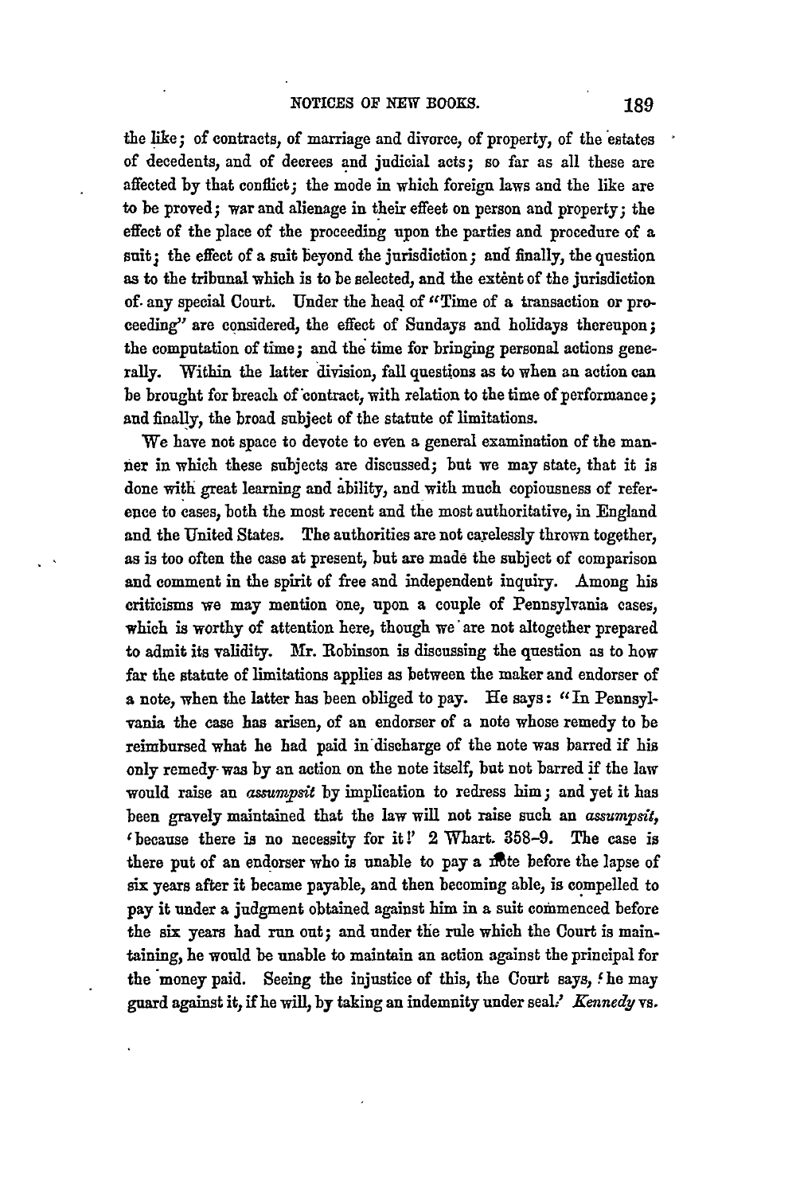the like; of contracts, of marriage and divorce, of property, of the estates of decedents, and of decrees and judicial acts; so far as all these are affected by that conflict; the mode in which foreign laws and the like are to be proved; war and alienage in their effect on person and property; the effect of the place of the proceeding upon the parties and procedure of a suit; the effect of a suit beyond the jurisdiction; and finally, the question as to the tribunal which is to be selected, and the extent of the jurisdiction of any special Court. Under the head of "Time of a transaction or proceeding" are considered, the effect of Sundays and holidays thereupon; the computation of time; and the time for bringing personal actions generally. Within the latter division, fall questions as to when an action can be brought for breach of contract, with relation to the time of performance; and finally, the broad subject of the statute of limitations.

We have not space to devote to even a general examination of the manner in which these subjects are discussed; but we may state, that it is done with great learning and ability, and with much copiousness of reference to cases, both the most recent and the most authoritative, in England and the United States. The authorities are not carelessly thrown together, as is too often the case at present, but are made the subject of comparison and comment in the spirit of free and independent inquiry. Among his criticisms we may mention one, upon a couple of Pennsylvania cases, which is worthy of attention here, though we are not altogether prepared to admit its validity. Mr. Robinson is discussing the question as to how far the statute of limitations applies as between the maker and endorser of a note, when the latter has been obliged to pay. He says: "In Pennsylvania the case has arisen, of an endorser of a note whose remedy to be reimbursed what he had paid in discharge of the note was barred if his only remedy was by an action on the note itself, but not barred if the law would raise an *assumpsit* by implication to redress him; and yet it has been gravely maintained that the law will not raise such an *assumpsit*, 'because there is no necessity for it!' 2 Whart. 358-9. The case is there put of an endorser who is unable to pay a note before the lapse of six years after it became payable, and then becoming able, is compelled to pay it under a judgment obtained against him in a suit commenced before the six years had run out; and under the rule which the Court is maintaining, he would be unable to maintain an action against the principal for the money paid. Seeing the injustice of this, the Court says, 'he may guard against it, if he will, by taking an indemnity under seal.' *Kennedy* vs.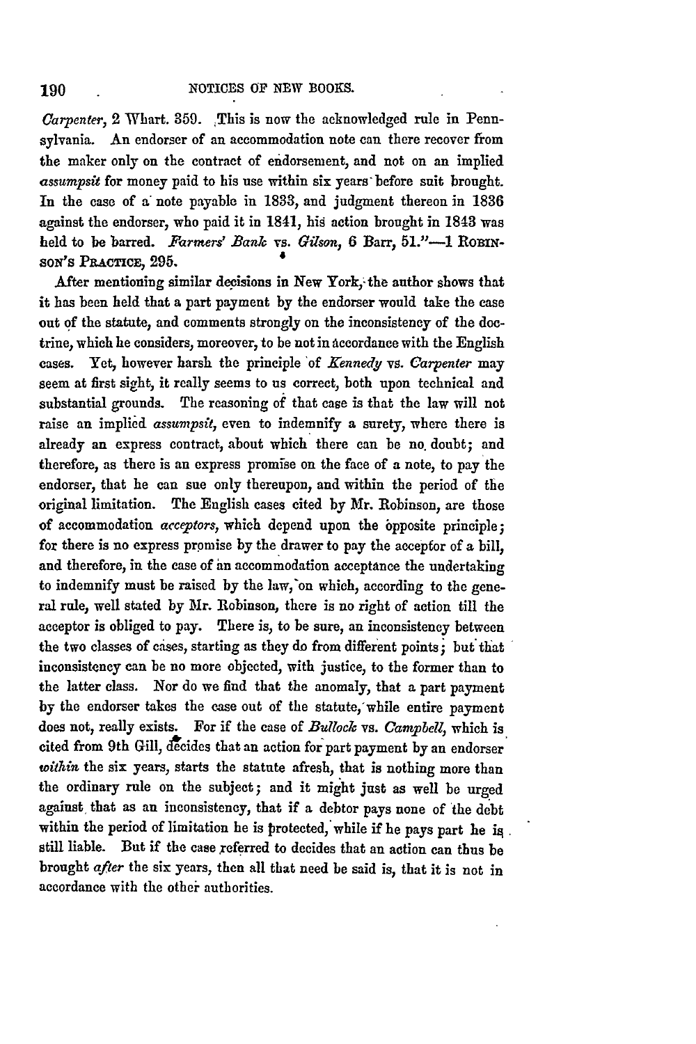*Carpenter*, 2 Whart. 359. This is now the acknowledged rule in Pennsylvania. An endorser of an accommodation note can there recover from the maker only on the contract of endorsement, and not on an implied *assumpsit* for money paid to his use within six years before suit brought. In the case of a note payable in 1833, and judgment thereon in 1836 against the endorser, who paid it in 1841, his action brought in 1843 was held to be barred. *Farmers' Bank* vs. *Gilson*, 6 Barr, 51."—1 ROBINSON'S PRACTICE, 295.

After mentioning similar decisions in New York, the author shows that it has been held that a part payment by the endorser would take the case out of the statute, and comments strongly on the inconsistency of the doctrine, which he considers, moreover, to be not in accordance with the English cases. Yet, however harsh the principle of *Kennedy* vs. *Carpenter* may seem at first sight, it really seems to us correct, both upon technical and substantial grounds. The reasoning of that case is that the law will not raise an implied *assumpsit*, even to indemnify a surety, where there is already an express contract, about which there can be no doubt; and therefore, as there is an express promise on the face of a note, to pay the endorser, that he can sue only thereupon, and within the period of the original limitation. The English cases cited by Mr. Robinson, are those of accommodation *acceptors*, which depend upon the opposite principle; for there is no express promise by the drawer to pay the acceptor of a bill, and therefore, in the case of an accommodation acceptance the undertaking to indemnify must be raised by the law, on which, according to the general rule, well stated by Mr. Robinson, there is no right of action till the acceptor is obliged to pay. There is, to be sure, an inconsistency between the two classes of cases, starting as they do from different points; but that inconsistency can be no more objected, with justice, to the former than to the latter class. Nor do we find that the anomaly, that a part payment by the endorser takes the case out of the statute, while entire payment does not, really exists. For if the case of *Bullock* vs. *Campbell*, which is cited from 9th Gill, decides that an action for part payment by an endorser *within* the six years, starts the statute afresh, that is nothing more than the ordinary rule on the subject; and it might just as well be urged against that as an inconsistency, that if a debtor pays none of the debt within the period of limitation he is protected, while if he pays part he is still liable. But if the case referred to decides that an action can thus be brought *after* the six years, then all that need be said is, that it is not in accordance with the other authorities.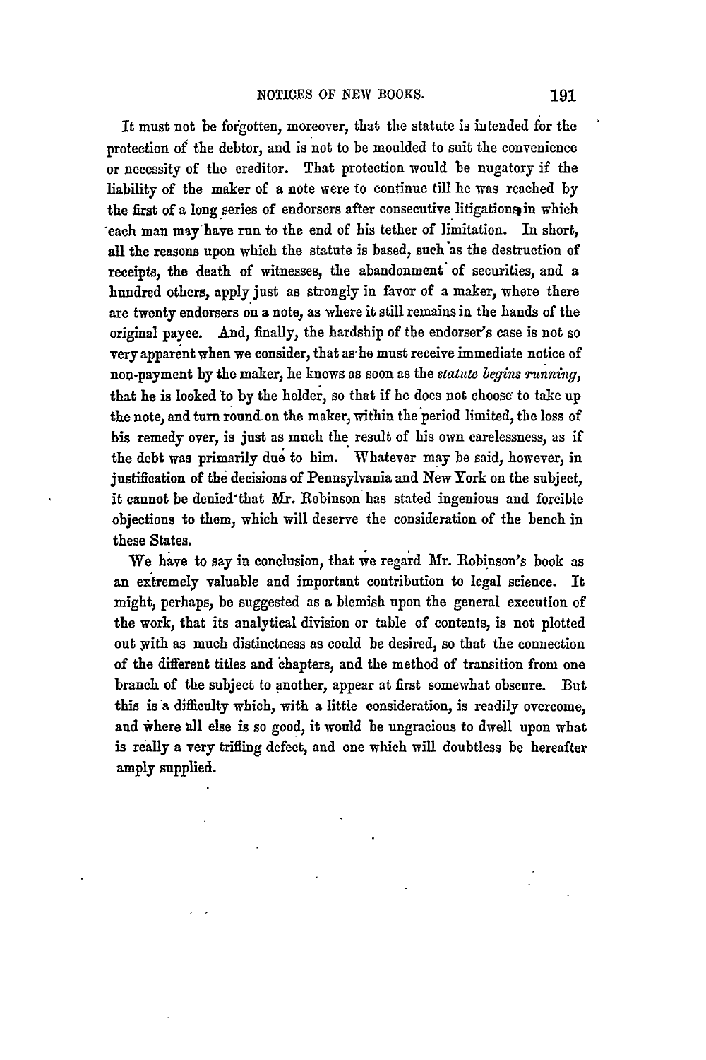It must not be forgotten, moreover, that the statute is intended for the protection of the debtor, and is not to be moulded to suit the convenience or necessity of the creditor. That protection would be nugatory if the liability of the maker of a note were to continue till he was reached by the first of a long series of endorsers after consecutive litigations in which each man may have run to the end of his tether of limitation. In short, all the reasons upon which the statute is based, such as the destruction of receipts, the death of witnesses, the abandonment of securities, and a hundred others, apply just as strongly in favor of a maker, where there are twenty endorsers on a note, as where it still remains in the hands of the original payee. And, finally, the hardship of the endorser's case is not so very apparent when we consider, that as he must receive immediate notice of non-payment by the maker, he knows as soon as the *statute begins running*, that he is looked to by the holder, so that if he does not choose to take up the note, and turn round on the maker, within the period limited, the loss of his remedy over, is just as much the result of his own carelessness, as if the debt was primarily due to him. Whatever may be said, however, in justification of the decisions of Pennsylvania and New York on the subject, it cannot be denied that Mr. Robinson has stated ingenious and forcible objections to them, which will deserve the consideration of the bench in these States.

We have to say in conclusion, that we regard Mr. Robinson's book as an extremely valuable and important contribution to legal science. It might, perhaps, be suggested as a blemish upon the general execution of the work, that its analytical division or table of contents, is not plotted out with as much distinctness as could be desired, so that the connection of the different titles and chapters, and the method of transition from one branch of the subject to another, appear at first somewhat obscure. But this is a difficulty which, with a little consideration, is readily overcome, and where all else is so good, it would be ungracious to dwell upon what is really a very trifling defect, and one which will doubtless be hereafter amply supplied.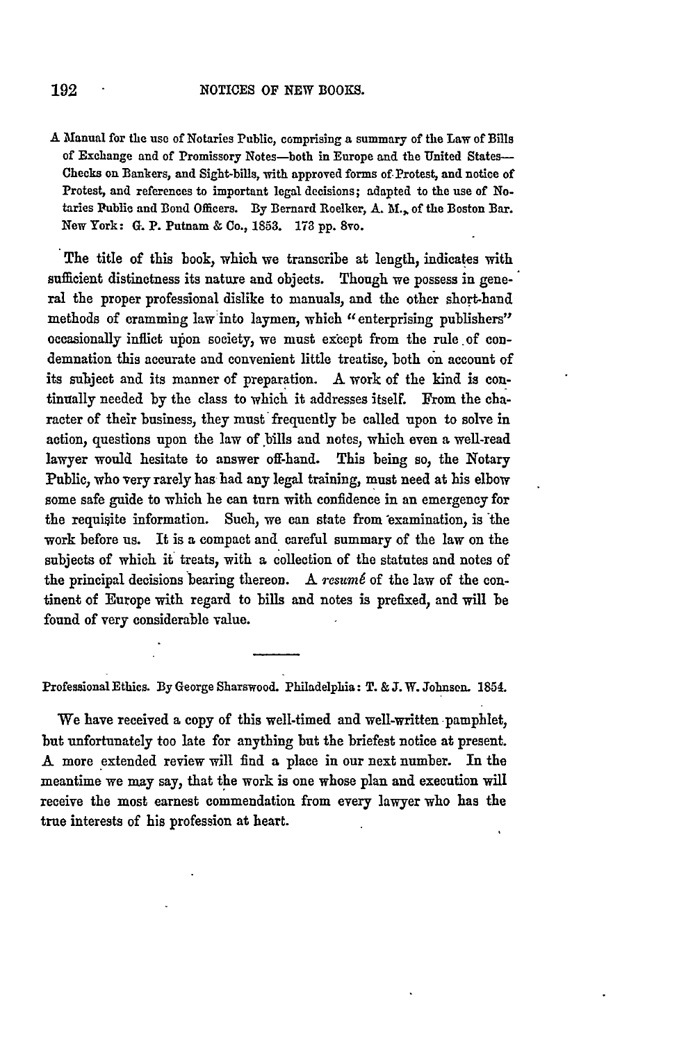A Manual for the use of Notaries Public, comprising a summary of the Law of Bills of Exchange and of Promissory Notes—both in Europe and the United States—Checks on Bankers, and Sight-bills, with approved forms of Protest, and notice of Protest, and references to important legal decisions; adapted to the use of Notaries Public and Bond Officers. By Bernard Roelker, A. M., of the Boston Bar. New York: G. P. Putnam & Co., 1853. 173 pp. 8vo.

The title of this book, which we transcribe at length, indicates with sufficient distinctness its nature and objects. Though we possess in general the proper professional dislike to manuals, and the other short-hand methods of cramming law into laymen, which "enterprising publishers" occasionally inflict upon society, we must except from the rule of condemnation this accurate and convenient little treatise, both on account of its subject and its manner of preparation. A work of the kind is continually needed by the class to which it addresses itself. From the character of their business, they must frequently be called upon to solve in action, questions upon the law of bills and notes, which even a well-read lawyer would hesitate to answer off-hand. This being so, the Notary Public, who very rarely has had any legal training, must need at his elbow some safe guide to which he can turn with confidence in an emergency for the requisite information. Such, we can state from examination, is the work before us. It is a compact and careful summary of the law on the subjects of which it treats, with a collection of the statutes and notes of the principal decisions bearing thereon. A *resumé* of the law of the continent of Europe with regard to bills and notes is prefixed, and will be found of very considerable value.

---

Professional Ethics. By George Sharswood. Philadelphia: T. & J. W. Johnson. 1854.

We have received a copy of this well-timed and well-written pamphlet, but unfortunately too late for anything but the briefest notice at present. A more extended review will find a place in our next number. In the meantime we may say, that the work is one whose plan and execution will receive the most earnest commendation from every lawyer who has the true interests of his profession at heart.